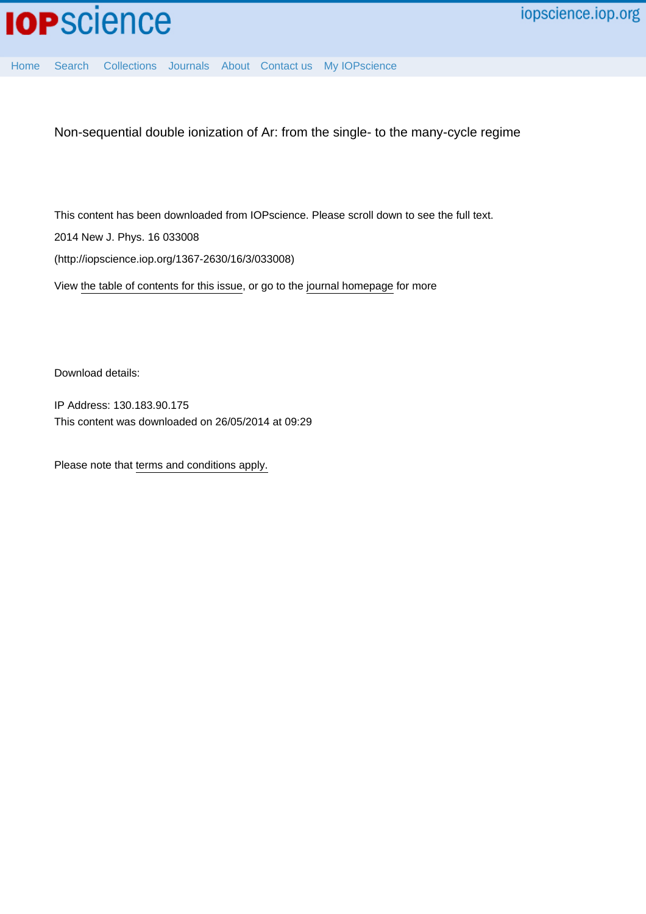Non-sequential double ionization of Ar: from the single- to the many-cycle regime

This content has been downloaded from IOPscience. Please scroll down to see the full text.

2014 New J. Phys. 16 033008

(http://iopscience.iop.org/1367-2630/16/3/033008)

View the table of contents for this issue, or go to the journal homepage for more

Download details:

IP Address: 130.183.90.175

This content was downloaded on 26/05/2014 at 09:29

Please note that terms and conditions apply.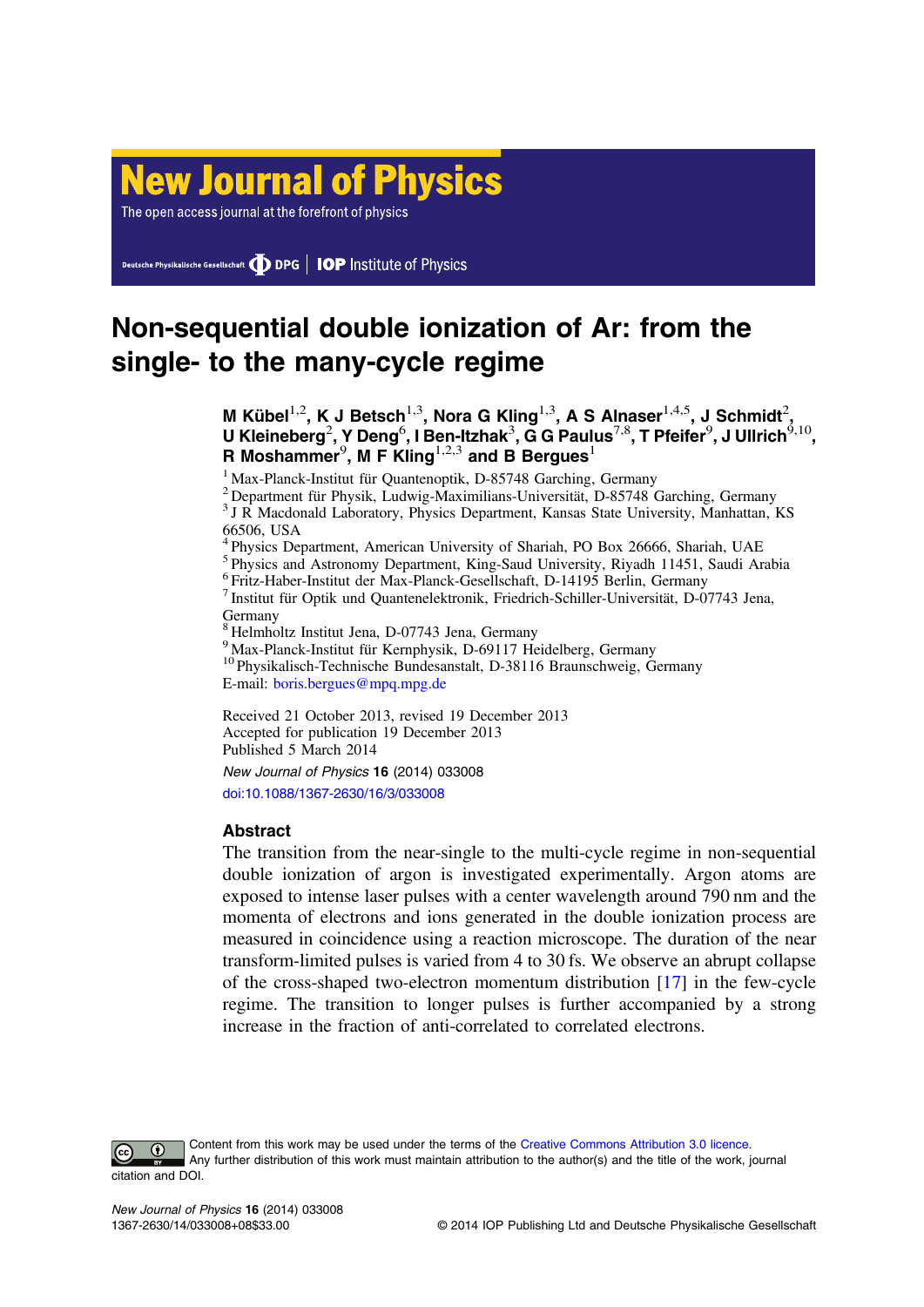# Non-sequential double ionization of Ar: from the single- to the many-cycle regime

**M Kübel**[1,2], **K J Betsch**[1,3], **Nora G Kling**[1,3], **A S Alnaser**[1,4,5], **J Schmidt**[2], **U Kleineberg**[2], **Y Deng**[6], **I Ben-Itzhak**[3], **G G Paulus**[7,8], **T Pfeifer**[9], **J Ullrich**[9,10], **R Moshammer**[9], **M F Kling**[1,2,3] and **B Bergues**[1]

[1] Max-Planck-Institut für Quantenoptik, D-85748 Garching, Germany
[2] Department für Physik, Ludwig-Maximilians-Universität, D-85748 Garching, Germany
[3] J R Macdonald Laboratory, Physics Department, Kansas State University, Manhattan, KS 66506, USA
[4] Physics Department, American University of Shariah, PO Box 26666, Shariah, UAE
[5] Physics and Astronomy Department, King-Saud University, Riyadh 11451, Saudi Arabia
[6] Fritz-Haber-Institut der Max-Planck-Gesellschaft, D-14195 Berlin, Germany
[7] Institut für Optik und Quantenelektronik, Friedrich-Schiller-Universität, D-07743 Jena, Germany
[8] Helmholtz Institut Jena, D-07743 Jena, Germany
[9] Max-Planck-Institut für Kernphysik, D-69117 Heidelberg, Germany
[10] Physikalisch-Technische Bundesanstalt, D-38116 Braunschweig, Germany
E-mail: boris.bergues@mpq.mpg.de

Received 21 October 2013, revised 19 December 2013
Accepted for publication 19 December 2013
Published 5 March 2014

*New Journal of Physics* **16** (2014) 033008
doi:10.1088/1367-2630/16/3/033008

## Abstract

The transition from the near-single to the multi-cycle regime in non-sequential double ionization of argon is investigated experimentally. Argon atoms are exposed to intense laser pulses with a center wavelength around 790 nm and the momenta of electrons and ions generated in the double ionization process are measured in coincidence using a reaction microscope. The duration of the near transform-limited pulses is varied from 4 to 30 fs. We observe an abrupt collapse of the cross-shaped two-electron momentum distribution [17] in the few-cycle regime. The transition to longer pulses is further accompanied by a strong increase in the fraction of anti-correlated to correlated electrons.

Content from this work may be used under the terms of the Creative Commons Attribution 3.0 licence. Any further distribution of this work must maintain attribution to the author(s) and the title of the work, journal citation and DOI.

1367-2630/14/033008+08$33.00 © 2014 IOP Publishing Ltd and Deutsche Physikalische Gesellschaft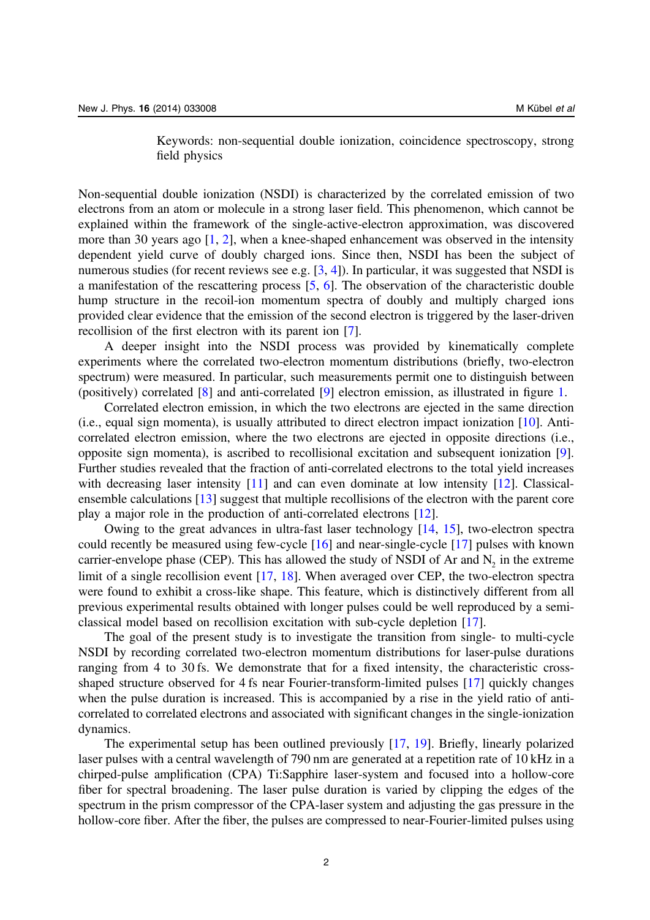Keywords: non-sequential double ionization, coincidence spectroscopy, strong field physics

Non-sequential double ionization (NSDI) is characterized by the correlated emission of two electrons from an atom or molecule in a strong laser field. This phenomenon, which cannot be explained within the framework of the single-active-electron approximation, was discovered more than 30 years ago [1, 2], when a knee-shaped enhancement was observed in the intensity dependent yield curve of doubly charged ions. Since then, NSDI has been the subject of numerous studies (for recent reviews see e.g. [3, 4]). In particular, it was suggested that NSDI is a manifestation of the rescattering process [5, 6]. The observation of the characteristic double hump structure in the recoil-ion momentum spectra of doubly and multiply charged ions provided clear evidence that the emission of the second electron is triggered by the laser-driven recollision of the first electron with its parent ion [7].

A deeper insight into the NSDI process was provided by kinematically complete experiments where the correlated two-electron momentum distributions (briefly, two-electron spectrum) were measured. In particular, such measurements permit one to distinguish between (positively) correlated [8] and anti-correlated [9] electron emission, as illustrated in figure 1.

Correlated electron emission, in which the two electrons are ejected in the same direction (i.e., equal sign momenta), is usually attributed to direct electron impact ionization [10]. Anti-correlated electron emission, where the two electrons are ejected in opposite directions (i.e., opposite sign momenta), is ascribed to recollisional excitation and subsequent ionization [9]. Further studies revealed that the fraction of anti-correlated electrons to the total yield increases with decreasing laser intensity [11] and can even dominate at low intensity [12]. Classical-ensemble calculations [13] suggest that multiple recollisions of the electron with the parent core play a major role in the production of anti-correlated electrons [12].

Owing to the great advances in ultra-fast laser technology [14, 15], two-electron spectra could recently be measured using few-cycle [16] and near-single-cycle [17] pulses with known carrier-envelope phase (CEP). This has allowed the study of NSDI of Ar and $N_2$ in the extreme limit of a single recollision event [17, 18]. When averaged over CEP, the two-electron spectra were found to exhibit a cross-like shape. This feature, which is distinctively different from all previous experimental results obtained with longer pulses could be well reproduced by a semi-classical model based on recollision excitation with sub-cycle depletion [17].

The goal of the present study is to investigate the transition from single- to multi-cycle NSDI by recording correlated two-electron momentum distributions for laser-pulse durations ranging from 4 to 30 fs. We demonstrate that for a fixed intensity, the characteristic cross-shaped structure observed for 4 fs near Fourier-transform-limited pulses [17] quickly changes when the pulse duration is increased. This is accompanied by a rise in the yield ratio of anti-correlated to correlated electrons and associated with significant changes in the single-ionization dynamics.

The experimental setup has been outlined previously [17, 19]. Briefly, linearly polarized laser pulses with a central wavelength of 790 nm are generated at a repetition rate of 10 kHz in a chirped-pulse amplification (CPA) Ti:Sapphire laser-system and focused into a hollow-core fiber for spectral broadening. The laser pulse duration is varied by clipping the edges of the spectrum in the prism compressor of the CPA-laser system and adjusting the gas pressure in the hollow-core fiber. After the fiber, the pulses are compressed to near-Fourier-limited pulses using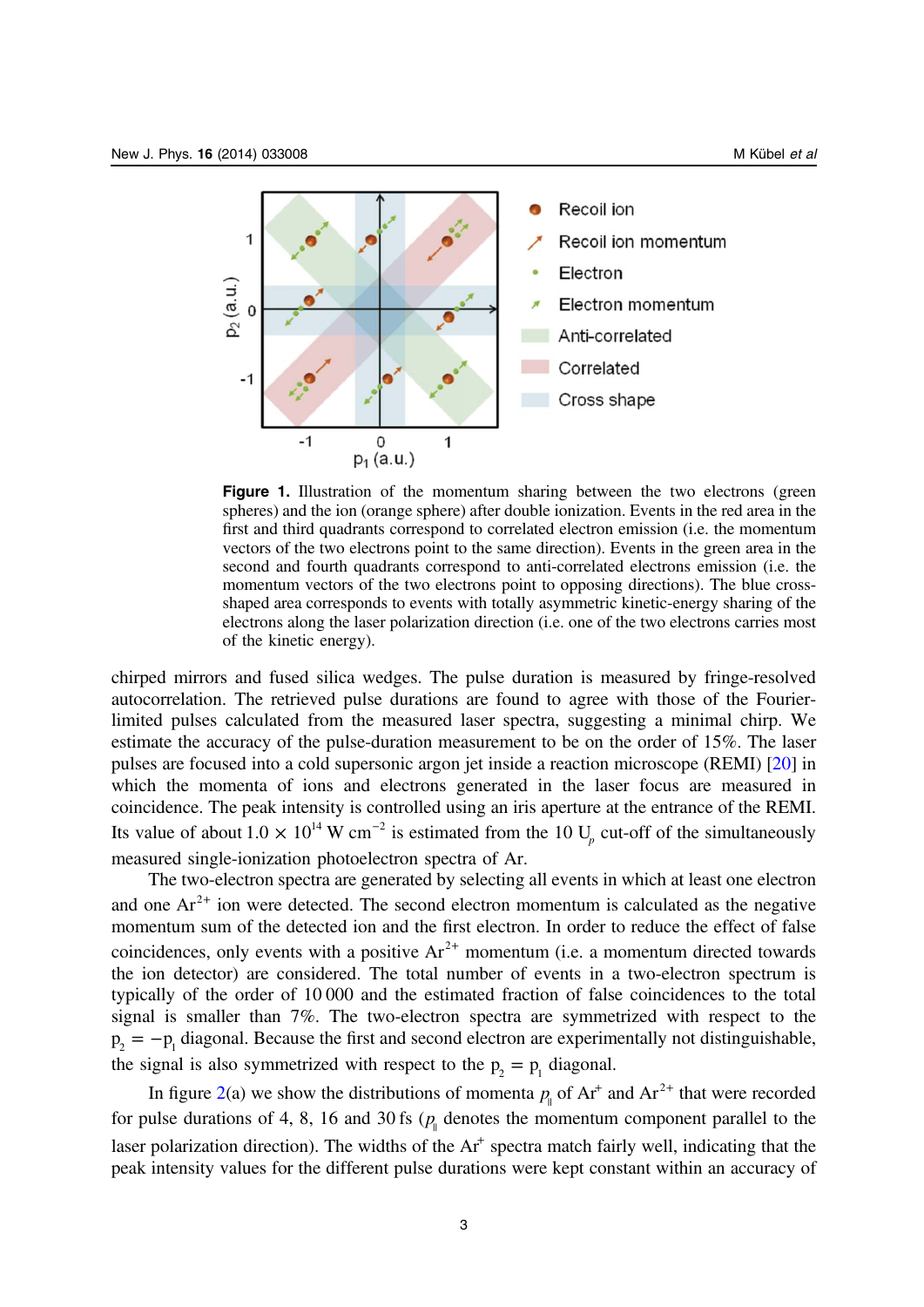1

0

-1

$p_2$ (a.u.)

-1

0

1

$p_1$ (a.u.)

Recoil ion

Recoil ion momentum

Electron

Electron momentum

Anti-correlated

Correlated

Cross shape

**Figure 1.** Illustration of the momentum sharing between the two electrons (green spheres) and the ion (orange sphere) after double ionization. Events in the red area in the first and third quadrants correspond to correlated electron emission (i.e. the momentum vectors of the two electrons point to the same direction). Events in the green area in the second and fourth quadrants correspond to anti-correlated electrons emission (i.e. the momentum vectors of the two electrons point to opposing directions). The blue cross-shaped area corresponds to events with totally asymmetric kinetic-energy sharing of the electrons along the laser polarization direction (i.e. one of the two electrons carries most of the kinetic energy).

chirped mirrors and fused silica wedges. The pulse duration is measured by fringe-resolved autocorrelation. The retrieved pulse durations are found to agree with those of the Fourier-limited pulses calculated from the measured laser spectra, suggesting a minimal chirp. We estimate the accuracy of the pulse-duration measurement to be on the order of 15%. The laser pulses are focused into a cold supersonic argon jet inside a reaction microscope (REMI) [20] in which the momenta of ions and electrons generated in the laser focus are measured in coincidence. The peak intensity is controlled using an iris aperture at the entrance of the REMI. Its value of about $1.0 \times 10^{14}$ W cm$^{-2}$ is estimated from the 10 $U_p$ cut-off of the simultaneously measured single-ionization photoelectron spectra of Ar.

The two-electron spectra are generated by selecting all events in which at least one electron and one $Ar^{2+}$ ion were detected. The second electron momentum is calculated as the negative momentum sum of the detected ion and the first electron. In order to reduce the effect of false coincidences, only events with a positive $Ar^{2+}$ momentum (i.e. a momentum directed towards the ion detector) are considered. The total number of events in a two-electron spectrum is typically of the order of 10 000 and the estimated fraction of false coincidences to the total signal is smaller than 7%. The two-electron spectra are symmetrized with respect to the $p_2 = -p_1$ diagonal. Because the first and second electron are experimentally not distinguishable, the signal is also symmetrized with respect to the $p_2 = p_1$ diagonal.

In figure 2(a) we show the distributions of momenta $p_\parallel$ of $Ar^+$ and $Ar^{2+}$ that were recorded for pulse durations of 4, 8, 16 and 30 fs ($p_\parallel$ denotes the momentum component parallel to the laser polarization direction). The widths of the $Ar^+$ spectra match fairly well, indicating that the peak intensity values for the different pulse durations were kept constant within an accuracy of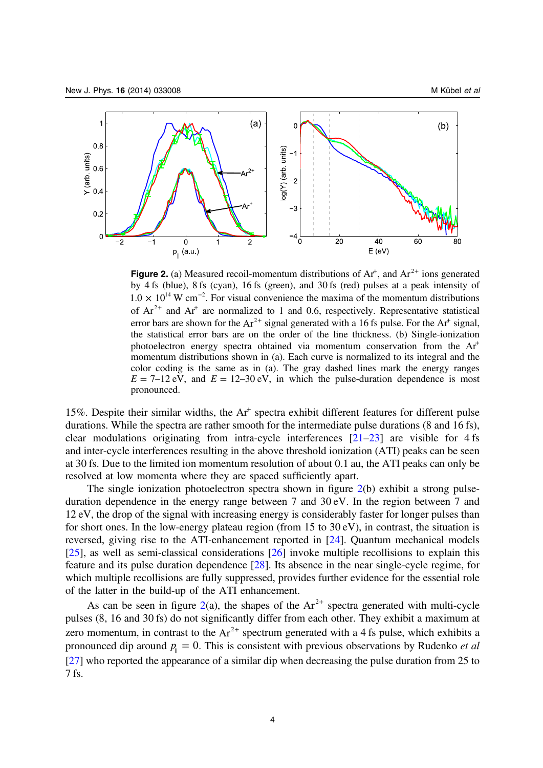(a)

Y (arb. units)

1

0.8

0.6

0.4

0.2

0

−2 −1 0 1 2

$p_{\|}$ (a.u.)

$Ar^{2+}$

$Ar^{+}$

(b)

log(Y) (arb. units)

0

−1

−2

−3

−4

0 20 40 60 80

E (eV)

**Figure 2.** (a) Measured recoil-momentum distributions of $Ar^{+}$, and $Ar^{2+}$ ions generated by 4 fs (blue), 8 fs (cyan), 16 fs (green), and 30 fs (red) pulses at a peak intensity of $1.0 \times 10^{14}$ W $cm^{-2}$. For visual convenience the maxima of the momentum distributions of $Ar^{2+}$ and $Ar^{+}$ are normalized to 1 and 0.6, respectively. Representative statistical error bars are shown for the $Ar^{2+}$ signal generated with a 16 fs pulse. For the $Ar^{+}$ signal, the statistical error bars are on the order of the line thickness. (b) Single-ionization photoelectron energy spectra obtained via momentum conservation from the $Ar^{+}$ momentum distributions shown in (a). Each curve is normalized to its integral and the color coding is the same as in (a). The gray dashed lines mark the energy ranges $E = 7$–$12$ eV, and $E = 12$–$30$ eV, in which the pulse-duration dependence is most pronounced.

15%. Despite their similar widths, the $Ar^{+}$ spectra exhibit different features for different pulse durations. While the spectra are rather smooth for the intermediate pulse durations (8 and 16 fs), clear modulations originating from intra-cycle interferences [21–23] are visible for 4 fs and inter-cycle interferences resulting in the above threshold ionization (ATI) peaks can be seen at 30 fs. Due to the limited ion momentum resolution of about 0.1 au, the ATI peaks can only be resolved at low momenta where they are spaced sufficiently apart.

The single ionization photoelectron spectra shown in figure 2(b) exhibit a strong pulse-duration dependence in the energy range between 7 and 30 eV. In the region between 7 and 12 eV, the drop of the signal with increasing energy is considerably faster for longer pulses than for short ones. In the low-energy plateau region (from 15 to 30 eV), in contrast, the situation is reversed, giving rise to the ATI-enhancement reported in [24]. Quantum mechanical models [25], as well as semi-classical considerations [26] invoke multiple recollisions to explain this feature and its pulse duration dependence [28]. Its absence in the near single-cycle regime, for which multiple recollisions are fully suppressed, provides further evidence for the essential role of the latter in the build-up of the ATI enhancement.

As can be seen in figure 2(a), the shapes of the $Ar^{2+}$ spectra generated with multi-cycle pulses (8, 16 and 30 fs) do not significantly differ from each other. They exhibit a maximum at zero momentum, in contrast to the $Ar^{2+}$ spectrum generated with a 4 fs pulse, which exhibits a pronounced dip around $p_{\|} = 0$. This is consistent with previous observations by Rudenko *et al* [27] who reported the appearance of a similar dip when decreasing the pulse duration from 25 to 7 fs.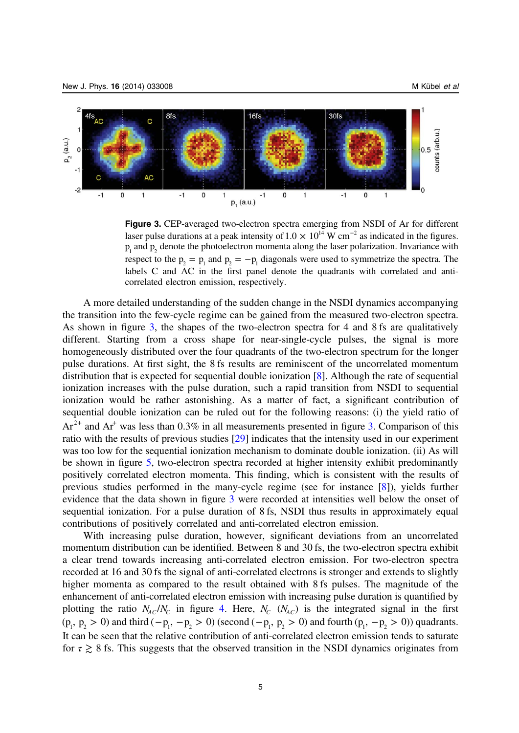4fs AC C C AC

8fs

16fs

30fs

$p_2$ (a.u.)

2 1 0 -1 -2

-1 0 1 -1 0 1 -1 0 1 -1 0 1

$p_1$ (a.u.)

counts (arb.u.)

1 0.5 0

**Figure 3.** CEP-averaged two-electron spectra emerging from NSDI of Ar for different laser pulse durations at a peak intensity of $1.0 \times 10^{14}$ W cm$^{-2}$ as indicated in the figures. $p_1$ and $p_2$ denote the photoelectron momenta along the laser polarization. Invariance with respect to the $p_2 = p_1$ and $p_2 = -p_1$ diagonals were used to symmetrize the spectra. The labels C and AC in the first panel denote the quadrants with correlated and anti-correlated electron emission, respectively.

A more detailed understanding of the sudden change in the NSDI dynamics accompanying the transition into the few-cycle regime can be gained from the measured two-electron spectra. As shown in figure 3, the shapes of the two-electron spectra for 4 and 8 fs are qualitatively different. Starting from a cross shape for near-single-cycle pulses, the signal is more homogeneously distributed over the four quadrants of the two-electron spectrum for the longer pulse durations. At first sight, the 8 fs results are reminiscent of the uncorrelated momentum distribution that is expected for sequential double ionization [8]. Although the rate of sequential ionization increases with the pulse duration, such a rapid transition from NSDI to sequential ionization would be rather astonishing. As a matter of fact, a significant contribution of sequential double ionization can be ruled out for the following reasons: (i) the yield ratio of $Ar^{2+}$ and $Ar^{+}$ was less than 0.3% in all measurements presented in figure 3. Comparison of this ratio with the results of previous studies [29] indicates that the intensity used in our experiment was too low for the sequential ionization mechanism to dominate double ionization. (ii) As will be shown in figure 5, two-electron spectra recorded at higher intensity exhibit predominantly positively correlated electron momenta. This finding, which is consistent with the results of previous studies performed in the many-cycle regime (see for instance [8]), yields further evidence that the data shown in figure 3 were recorded at intensities well below the onset of sequential ionization. For a pulse duration of 8 fs, NSDI thus results in approximately equal contributions of positively correlated and anti-correlated electron emission.

With increasing pulse duration, however, significant deviations from an uncorrelated momentum distribution can be identified. Between 8 and 30 fs, the two-electron spectra exhibit a clear trend towards increasing anti-correlated electron emission. For two-electron spectra recorded at 16 and 30 fs the signal of anti-correlated electrons is stronger and extends to slightly higher momenta as compared to the result obtained with 8 fs pulses. The magnitude of the enhancement of anti-correlated electron emission with increasing pulse duration is quantified by plotting the ratio $N_{AC}/N_C$ in figure 4. Here, $N_C$ ($N_{AC}$) is the integrated signal in the first ($p_1$, $p_2 > 0$) and third ($-p_1$, $-p_2 > 0$) (second ($-p_1$, $p_2 > 0$) and fourth ($p_1$, $-p_2 > 0$)) quadrants. It can be seen that the relative contribution of anti-correlated electron emission tends to saturate for $\tau \gtrsim 8$ fs. This suggests that the observed transition in the NSDI dynamics originates from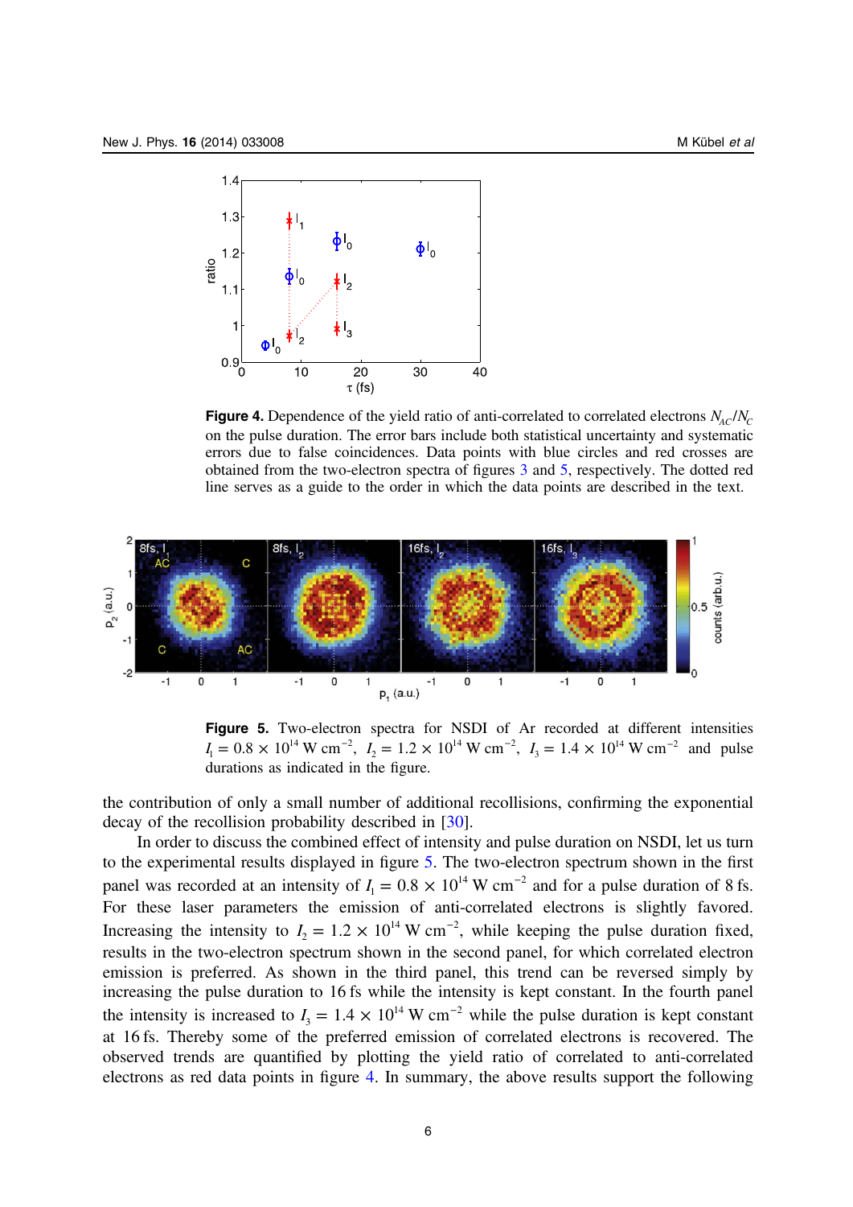1.4

1.3

1.2

1.1

1

0.9

ratio

0 10 20 30 40

τ (fs)

$I_1$ $I_0$ $I_0$ $I_0$ $I_2$ $I_2$ $I_3$ $I_0$

**Figure 4.** Dependence of the yield ratio of anti-correlated to correlated electrons $N_{AC}/N_C$ on the pulse duration. The error bars include both statistical uncertainty and systematic errors due to false coincidences. Data points with blue circles and red crosses are obtained from the two-electron spectra of figures 3 and 5, respectively. The dotted red line serves as a guide to the order in which the data points are described in the text.

8fs, $I_1$ 8fs, $I_2$ 16fs, $I_2$ 16fs, $I_3$

AC C C AC

$p_2$ (a.u.)

$p_1$ (a.u.)

counts (arb.u.)

**Figure 5.** Two-electron spectra for NSDI of Ar recorded at different intensities $I_1 = 0.8 \times 10^{14}$ W cm$^{-2}$, $I_2 = 1.2 \times 10^{14}$ W cm$^{-2}$, $I_3 = 1.4 \times 10^{14}$ W cm$^{-2}$ and pulse durations as indicated in the figure.

the contribution of only a small number of additional recollisions, confirming the exponential decay of the recollision probability described in [30].

In order to discuss the combined effect of intensity and pulse duration on NSDI, let us turn to the experimental results displayed in figure 5. The two-electron spectrum shown in the first panel was recorded at an intensity of $I_1 = 0.8 \times 10^{14}$ W cm$^{-2}$ and for a pulse duration of 8 fs. For these laser parameters the emission of anti-correlated electrons is slightly favored. Increasing the intensity to $I_2 = 1.2 \times 10^{14}$ W cm$^{-2}$, while keeping the pulse duration fixed, results in the two-electron spectrum shown in the second panel, for which correlated electron emission is preferred. As shown in the third panel, this trend can be reversed simply by increasing the pulse duration to 16 fs while the intensity is kept constant. In the fourth panel the intensity is increased to $I_3 = 1.4 \times 10^{14}$ W cm$^{-2}$ while the pulse duration is kept constant at 16 fs. Thereby some of the preferred emission of correlated electrons is recovered. The observed trends are quantified by plotting the yield ratio of correlated to anti-correlated electrons as red data points in figure 4. In summary, the above results support the following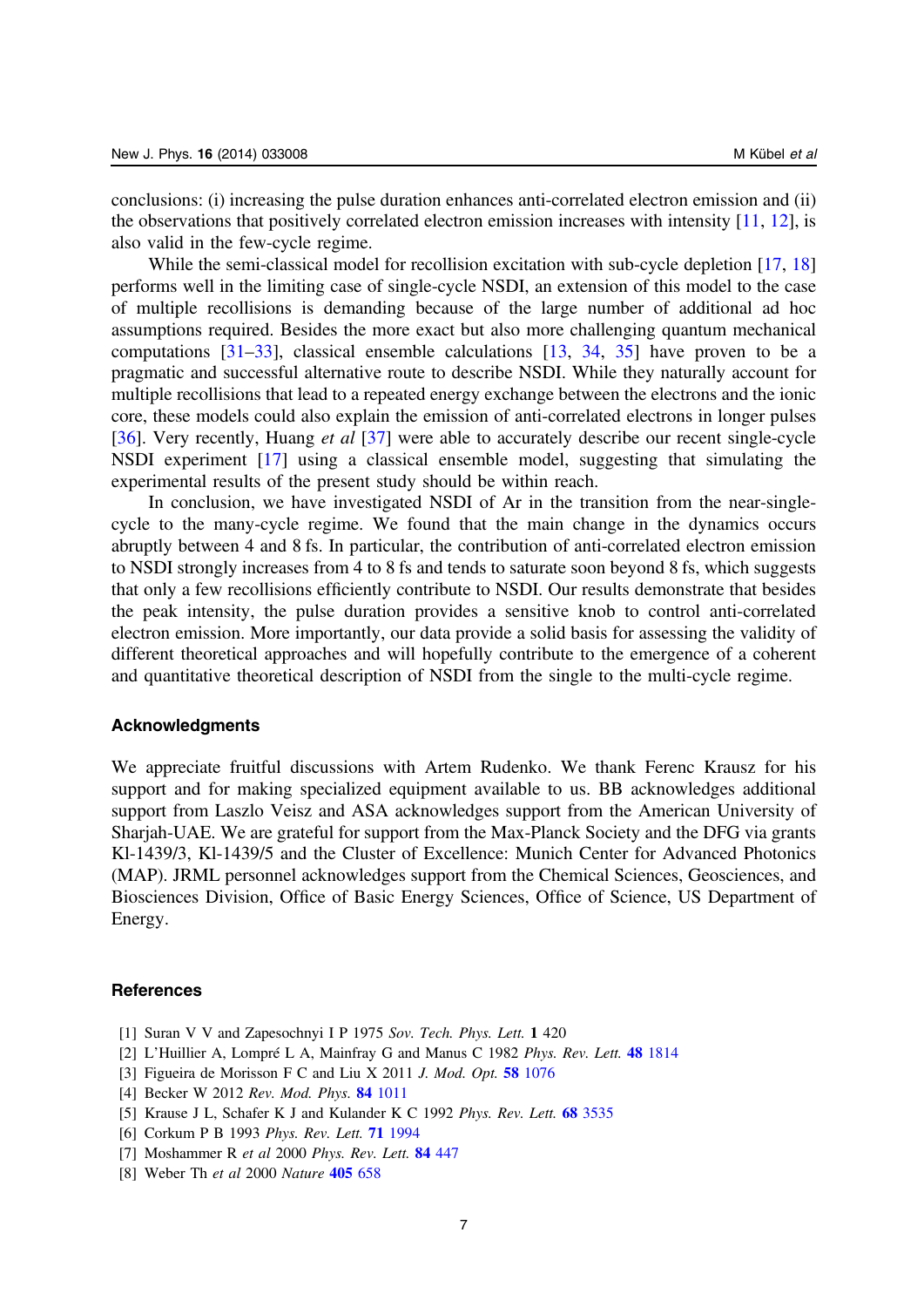conclusions: (i) increasing the pulse duration enhances anti-correlated electron emission and (ii) the observations that positively correlated electron emission increases with intensity [11, 12], is also valid in the few-cycle regime.

While the semi-classical model for recollision excitation with sub-cycle depletion [17, 18] performs well in the limiting case of single-cycle NSDI, an extension of this model to the case of multiple recollisions is demanding because of the large number of additional ad hoc assumptions required. Besides the more exact but also more challenging quantum mechanical computations [31–33], classical ensemble calculations [13, 34, 35] have proven to be a pragmatic and successful alternative route to describe NSDI. While they naturally account for multiple recollisions that lead to a repeated energy exchange between the electrons and the ionic core, these models could also explain the emission of anti-correlated electrons in longer pulses [36]. Very recently, Huang *et al* [37] were able to accurately describe our recent single-cycle NSDI experiment [17] using a classical ensemble model, suggesting that simulating the experimental results of the present study should be within reach.

In conclusion, we have investigated NSDI of Ar in the transition from the near-single-cycle to the many-cycle regime. We found that the main change in the dynamics occurs abruptly between 4 and 8 fs. In particular, the contribution of anti-correlated electron emission to NSDI strongly increases from 4 to 8 fs and tends to saturate soon beyond 8 fs, which suggests that only a few recollisions efficiently contribute to NSDI. Our results demonstrate that besides the peak intensity, the pulse duration provides a sensitive knob to control anti-correlated electron emission. More importantly, our data provide a solid basis for assessing the validity of different theoretical approaches and will hopefully contribute to the emergence of a coherent and quantitative theoretical description of NSDI from the single to the multi-cycle regime.

## Acknowledgments

We appreciate fruitful discussions with Artem Rudenko. We thank Ferenc Krausz for his support and for making specialized equipment available to us. BB acknowledges additional support from Laszlo Veisz and ASA acknowledges support from the American University of Sharjah-UAE. We are grateful for support from the Max-Planck Society and the DFG via grants Kl-1439/3, Kl-1439/5 and the Cluster of Excellence: Munich Center for Advanced Photonics (MAP). JRML personnel acknowledges support from the Chemical Sciences, Geosciences, and Biosciences Division, Office of Basic Energy Sciences, Office of Science, US Department of Energy.

## References

[1] Suran V V and Zapesochnyi I P 1975 *Sov. Tech. Phys. Lett.* **1** 420

[2] L'Huillier A, Lompré L A, Mainfray G and Manus C 1982 *Phys. Rev. Lett.* **48** 1814

[3] Figueira de Morisson F C and Liu X 2011 *J. Mod. Opt.* **58** 1076

[4] Becker W 2012 *Rev. Mod. Phys.* **84** 1011

[5] Krause J L, Schafer K J and Kulander K C 1992 *Phys. Rev. Lett.* **68** 3535

[6] Corkum P B 1993 *Phys. Rev. Lett.* **71** 1994

[7] Moshammer R *et al* 2000 *Phys. Rev. Lett.* **84** 447

[8] Weber Th *et al* 2000 *Nature* **405** 658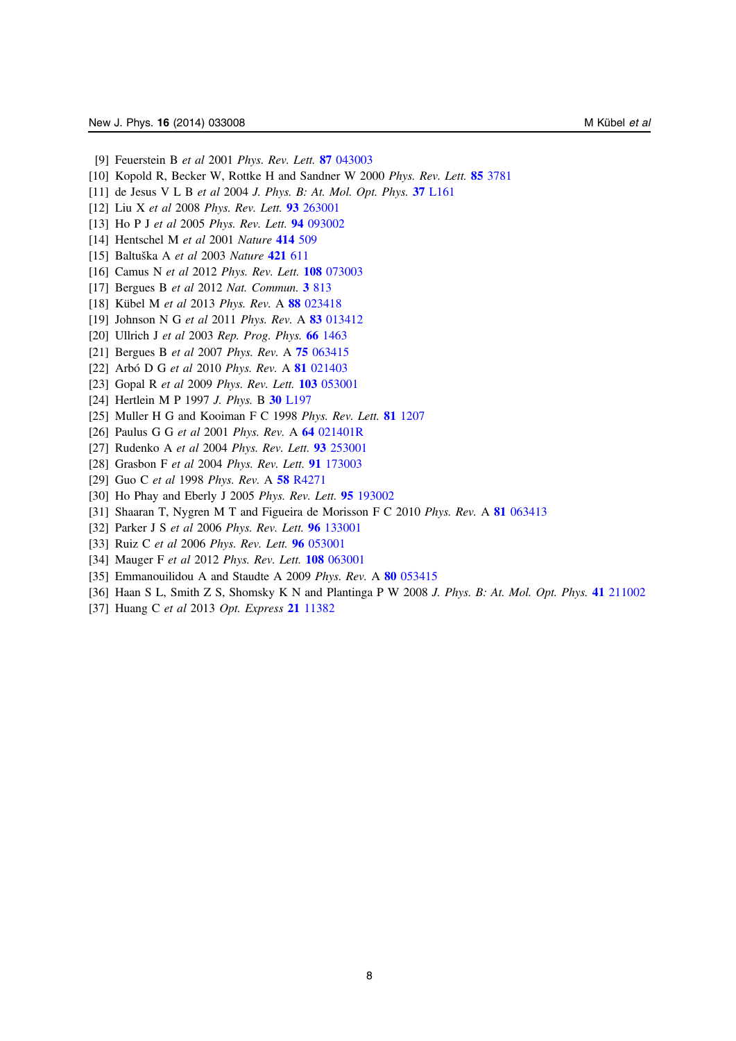[9] Feuerstein B *et al* 2001 *Phys. Rev. Lett.* **87** 043003
[10] Kopold R, Becker W, Rottke H and Sandner W 2000 *Phys. Rev. Lett.* **85** 3781
[11] de Jesus V L B *et al* 2004 *J. Phys. B: At. Mol. Opt. Phys.* **37** L161
[12] Liu X *et al* 2008 *Phys. Rev. Lett.* **93** 263001
[13] Ho P J *et al* 2005 *Phys. Rev. Lett.* **94** 093002
[14] Hentschel M *et al* 2001 *Nature* **414** 509
[15] Baltuška A *et al* 2003 *Nature* **421** 611
[16] Camus N *et al* 2012 *Phys. Rev. Lett.* **108** 073003
[17] Bergues B *et al* 2012 *Nat. Commun.* **3** 813
[18] Kübel M *et al* 2013 *Phys. Rev.* A **88** 023418
[19] Johnson N G *et al* 2011 *Phys. Rev.* A **83** 013412
[20] Ullrich J *et al* 2003 *Rep. Prog. Phys.* **66** 1463
[21] Bergues B *et al* 2007 *Phys. Rev.* A **75** 063415
[22] Arbó D G *et al* 2010 *Phys. Rev.* A **81** 021403
[23] Gopal R *et al* 2009 *Phys. Rev. Lett.* **103** 053001
[24] Hertlein M P 1997 *J. Phys.* B **30** L197
[25] Muller H G and Kooiman F C 1998 *Phys. Rev. Lett.* **81** 1207
[26] Paulus G G *et al* 2001 *Phys. Rev.* A **64** 021401R
[27] Rudenko A *et al* 2004 *Phys. Rev. Lett.* **93** 253001
[28] Grasbon F *et al* 2004 *Phys. Rev. Lett.* **91** 173003
[29] Guo C *et al* 1998 *Phys. Rev.* A **58** R4271
[30] Ho Phay and Eberly J 2005 *Phys. Rev. Lett.* **95** 193002
[31] Shaaran T, Nygren M T and Figueira de Morisson F C 2010 *Phys. Rev.* A **81** 063413
[32] Parker J S *et al* 2006 *Phys. Rev. Lett.* **96** 133001
[33] Ruiz C *et al* 2006 *Phys. Rev. Lett.* **96** 053001
[34] Mauger F *et al* 2012 *Phys. Rev. Lett.* **108** 063001
[35] Emmanouilidou A and Staudte A 2009 *Phys. Rev.* A **80** 053415
[36] Haan S L, Smith Z S, Shomsky K N and Plantinga P W 2008 *J. Phys. B: At. Mol. Opt. Phys.* **41** 211002
[37] Huang C *et al* 2013 *Opt. Express* **21** 11382